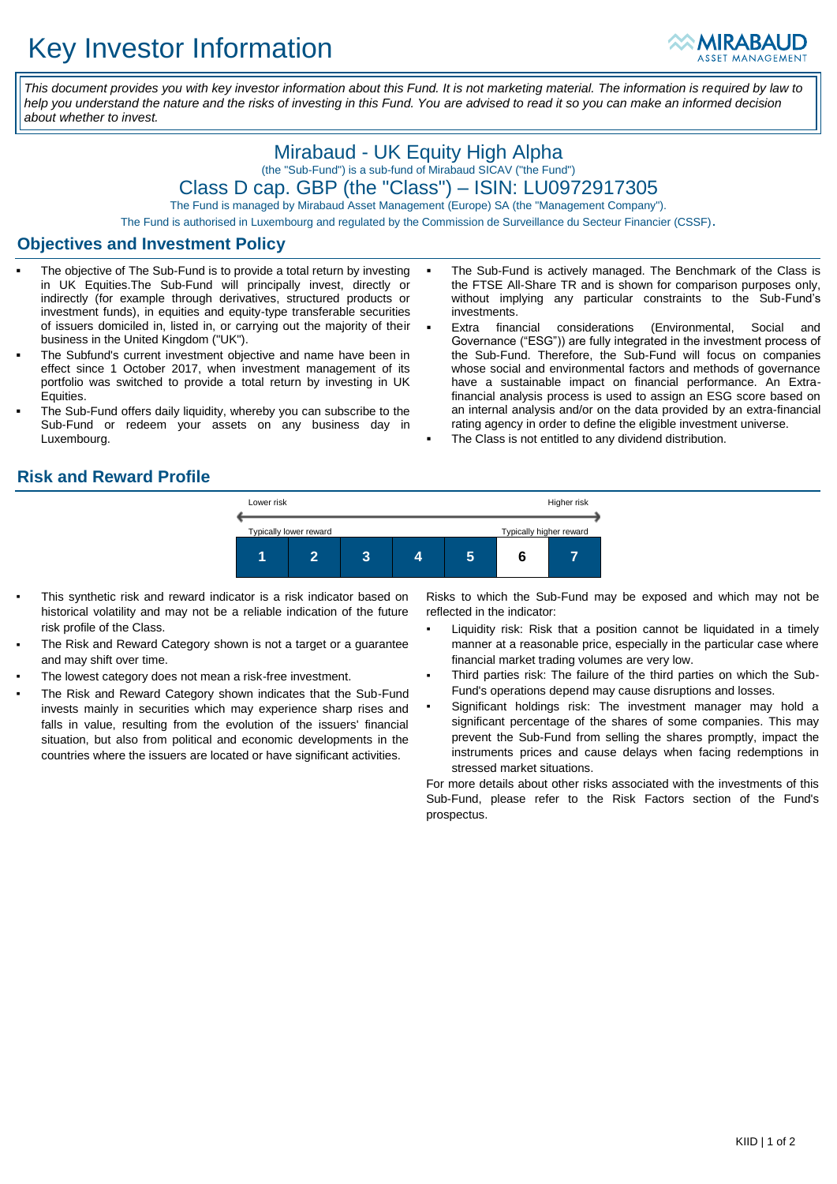# Key Investor Information

*This document provides you with key investor information about this Fund. It is not marketing material. The information is required by law to help you understand the nature and the risks of investing in this Fund. You are advised to read it so you can make an informed decision about whether to invest.*

## Mirabaud - UK Equity High Alpha

(the "Sub-Fund") is a sub-fund of Mirabaud SICAV ("the Fund")

## Class D cap. GBP (the "Class") – ISIN: LU0972917305

The Fund is managed by Mirabaud Asset Management (Europe) SA (the "Management Company").

The Fund is authorised in Luxembourg and regulated by the Commission de Surveillance du Secteur Financier (CSSF).

## Objectives and Investment Policy

- The objective of The Sub-Fund is to provide a total return by investing in UK Equities.The Sub-Fund will principally invest, directly or indirectly (for example through derivatives, structured products or investment funds), in equities and equity-type transferable securities of issuers domiciled in, listed in, or carrying out the majority of their business in the United Kingdom ("UK").
- The Subfund's current investment objective and name have been in effect since 1 October 2017, when investment management of its portfolio was switched to provide a total return by investing in UK Equities.
- The Sub-Fund offers daily liquidity, whereby you can subscribe to the Sub-Fund or redeem your assets on any business day in Luxembourg.
- The Sub-Fund is actively managed. The Benchmark of the Class is the FTSE All-Share TR and is shown for comparison purposes only, without implying any particular constraints to the Sub-Fund's investments.
- Extra financial considerations (Environmental, Social and Governance ("ESG")) are fully integrated in the investment process of the Sub-Fund. Therefore, the Sub-Fund will focus on companies whose social and environmental factors and methods of governance have a sustainable impact on financial performance. An Extra-financial analysis process is used to assign an ESG score based on an internal analysis and/or on the data provided by an extra-financial rating agency in order to define the eligible investment universe.
- The Class is not entitled to any dividend distribution.

## Risk and Reward Profile

| Lower risk | | | | | | Higher risk |
|---|---|---|---|---|---|---|
| Typically lower reward | | | | | | Typically higher reward |
| 1 | 2 | 3 | 4 | 5 | **6** | 7 |

- This synthetic risk and reward indicator is a risk indicator based on historical volatility and may not be a reliable indication of the future risk profile of the Class.
- The Risk and Reward Category shown is not a target or a guarantee and may shift over time.
- The lowest category does not mean a risk-free investment.
- The Risk and Reward Category shown indicates that the Sub-Fund invests mainly in securities which may experience sharp rises and falls in value, resulting from the evolution of the issuers' financial situation, but also from political and economic developments in the countries where the issuers are located or have significant activities.

Risks to which the Sub-Fund may be exposed and which may not be reflected in the indicator:

- Liquidity risk: Risk that a position cannot be liquidated in a timely manner at a reasonable price, especially in the particular case where financial market trading volumes are very low.
- Third parties risk: The failure of the third parties on which the Sub-Fund's operations depend may cause disruptions and losses.
- Significant holdings risk: The investment manager may hold a significant percentage of the shares of some companies. This may prevent the Sub-Fund from selling the shares promptly, impact the instruments prices and cause delays when facing redemptions in stressed market situations.

For more details about other risks associated with the investments of this Sub-Fund, please refer to the Risk Factors section of the Fund's prospectus.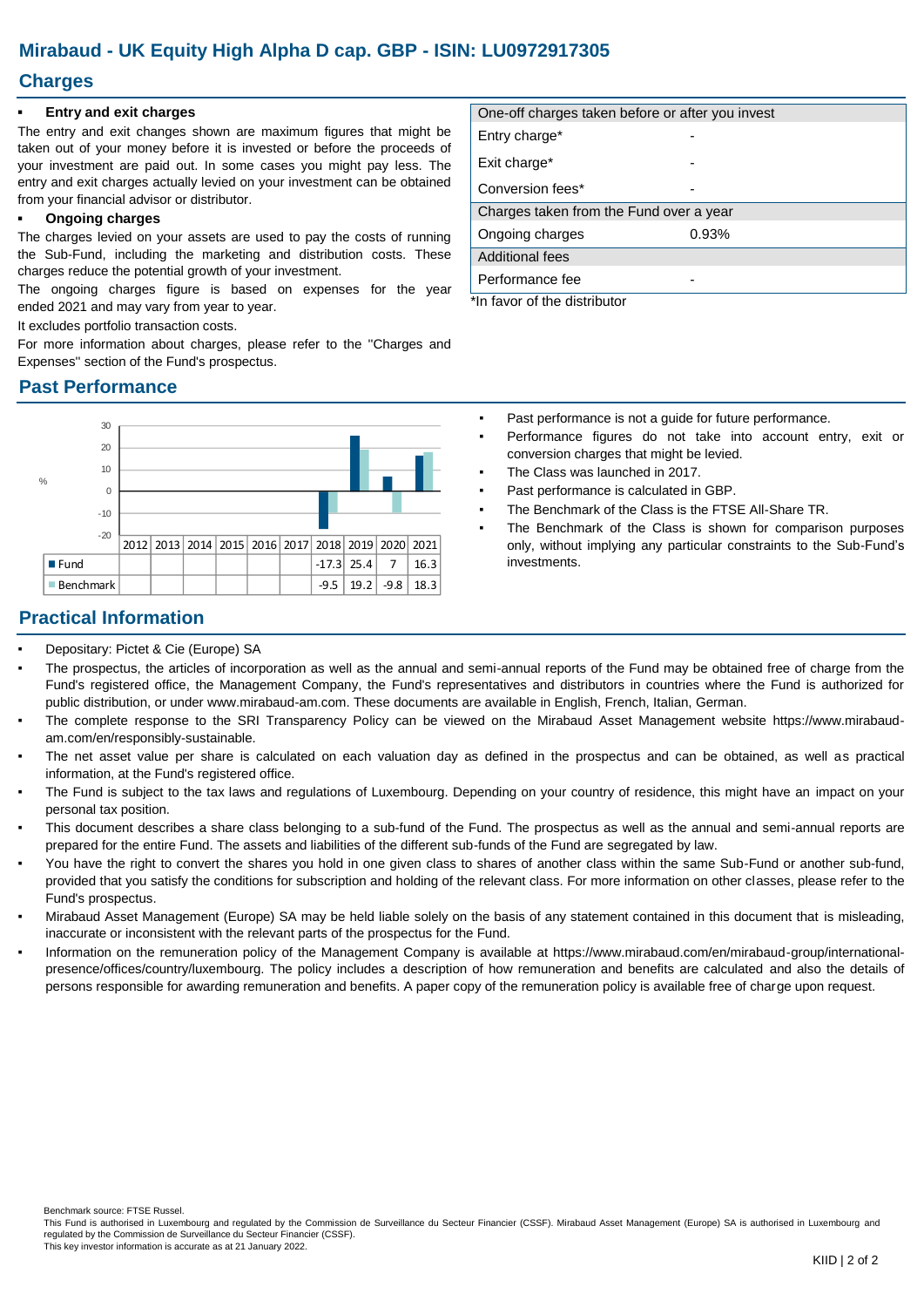## Charges

- **Entry and exit charges**

The entry and exit changes shown are maximum figures that might be taken out of your money before it is invested or before the proceeds of your investment are paid out. In some cases you might pay less. The entry and exit charges actually levied on your investment can be obtained from your financial advisor or distributor.

- **Ongoing charges**

The charges levied on your assets are used to pay the costs of running the Sub-Fund, including the marketing and distribution costs. These charges reduce the potential growth of your investment.

The ongoing charges figure is based on expenses for the year ended 2021 and may vary from year to year.

It excludes portfolio transaction costs.

For more information about charges, please refer to the "Charges and Expenses" section of the Fund's prospectus.

| One-off charges taken before or after you invest | |
|---|---|
| Entry charge* | - |
| Exit charge* | - |
| Conversion fees* | - |
| **Charges taken from the Fund over a year** | |
| Ongoing charges | 0.93% |
| **Additional fees** | |
| Performance fee | - |

*In favor of the distributor

## Past Performance

%

30
20
10
0
-10
-20

2012 2013 2014 2015 2016 2017 2018 2019 2020 2021

Fund: -17.3 25.4 7 16.3

Benchmark: -9.5 19.2 -9.8 18.3

- Past performance is not a guide for future performance.
- Performance figures do not take into account entry, exit or conversion charges that might be levied.
- The Class was launched in 2017.
- Past performance is calculated in GBP.
- The Benchmark of the Class is the FTSE All-Share TR.
- The Benchmark of the Class is shown for comparison purposes only, without implying any particular constraints to the Sub-Fund's investments.

## Practical Information

- Depositary: Pictet & Cie (Europe) SA
- The prospectus, the articles of incorporation as well as the annual and semi-annual reports of the Fund may be obtained free of charge from the Fund's registered office, the Management Company, the Fund's representatives and distributors in countries where the Fund is authorized for public distribution, or under www.mirabaud-am.com. These documents are available in English, French, Italian, German.
- The complete response to the SRI Transparency Policy can be viewed on the Mirabaud Asset Management website https://www.mirabaud-am.com/en/responsibly-sustainable.
- The net asset value per share is calculated on each valuation day as defined in the prospectus and can be obtained, as well as practical information, at the Fund's registered office.
- The Fund is subject to the tax laws and regulations of Luxembourg. Depending on your country of residence, this might have an impact on your personal tax position.
- This document describes a share class belonging to a sub-fund of the Fund. The prospectus as well as the annual and semi-annual reports are prepared for the entire Fund. The assets and liabilities of the different sub-funds of the Fund are segregated by law.
- You have the right to convert the shares you hold in one given class to shares of another class within the same Sub-Fund or another sub-fund, provided that you satisfy the conditions for subscription and holding of the relevant class. For more information on other classes, please refer to the Fund's prospectus.
- Mirabaud Asset Management (Europe) SA may be held liable solely on the basis of any statement contained in this document that is misleading, inaccurate or inconsistent with the relevant parts of the prospectus for the Fund.
- Information on the remuneration policy of the Management Company is available at https://www.mirabaud.com/en/mirabaud-group/international-presence/offices/country/luxembourg. The policy includes a description of how remuneration and benefits are calculated and also the details of persons responsible for awarding remuneration and benefits. A paper copy of the remuneration policy is available free of charge upon request.

Benchmark source: FTSE Russel.

This Fund is authorised in Luxembourg and regulated by the Commission de Surveillance du Secteur Financier (CSSF). Mirabaud Asset Management (Europe) SA is authorised in Luxembourg and regulated by the Commission de Surveillance du Secteur Financier (CSSF).

This key investor information is accurate as at 21 January 2022.